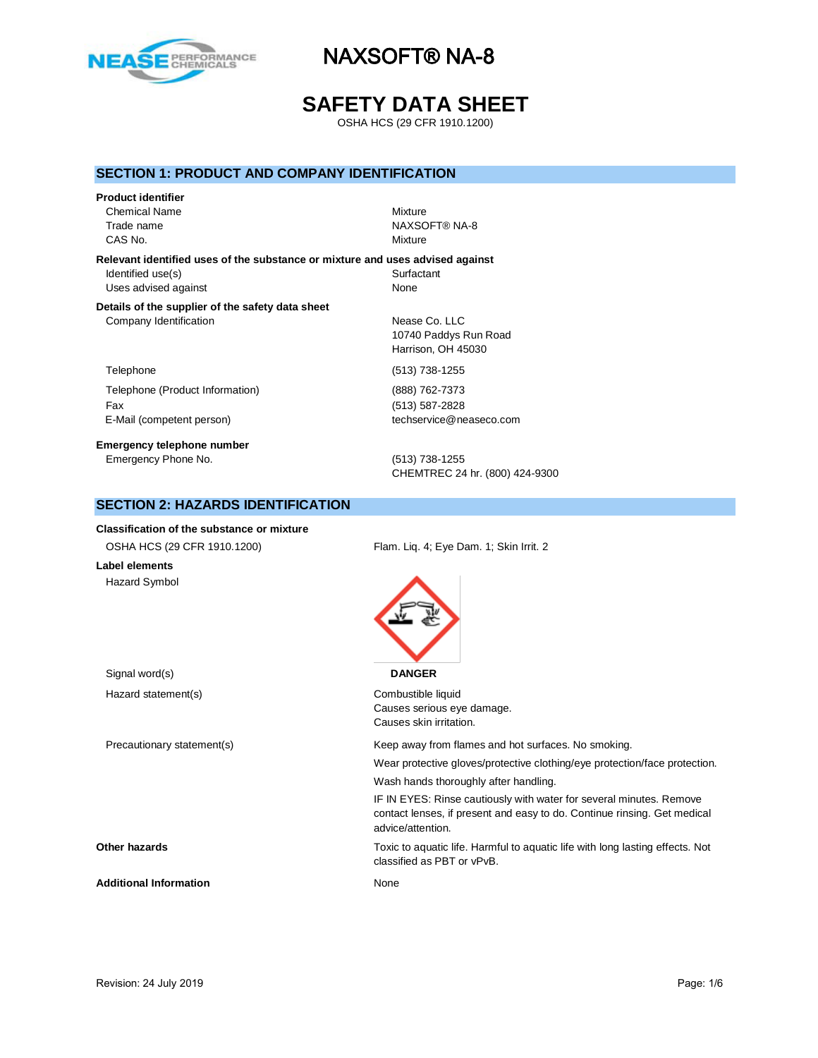# NAXSOFT® NA-8

# SAFETY DATA SHEET

OSHA HCS (29 CFR 1910.1200)

## SECTION 1: PRODUCT AND COMPANY IDENTIFICATION

**Product identifier**

| | |
|---|---|
| Chemical Name | Mixture |
| Trade name | NAXSOFT® NA-8 |
| CAS No. | Mixture |

**Relevant identified uses of the substance or mixture and uses advised against**

| | |
|---|---|
| Identified use(s) | Surfactant |
| Uses advised against | None |

**Details of the supplier of the safety data sheet**

| | |
|---|---|
| Company Identification | Nease Co. LLC<br>10740 Paddys Run Road<br>Harrison, OH 45030 |
| Telephone | (513) 738-1255 |
| Telephone (Product Information) | (888) 762-7373 |
| Fax | (513) 587-2828 |
| E-Mail (competent person) | techservice@neaseco.com |

**Emergency telephone number**

| | |
|---|---|
| Emergency Phone No. | (513) 738-1255<br>CHEMTREC 24 hr. (800) 424-9300 |

## SECTION 2: HAZARDS IDENTIFICATION

**Classification of the substance or mixture**

| | |
|---|---|
| OSHA HCS (29 CFR 1910.1200) | Flam. Liq. 4; Eye Dam. 1; Skin Irrit. 2 |

**Label elements**

Hazard Symbol

Signal word(s): **DANGER**

Hazard statement(s):

Combustible liquid
Causes serious eye damage.
Causes skin irritation.

Precautionary statement(s):

Keep away from flames and hot surfaces. No smoking.

Wear protective gloves/protective clothing/eye protection/face protection.

Wash hands thoroughly after handling.

IF IN EYES: Rinse cautiously with water for several minutes. Remove contact lenses, if present and easy to do. Continue rinsing. Get medical advice/attention.

**Other hazards**: Toxic to aquatic life. Harmful to aquatic life with long lasting effects. Not classified as PBT or vPvB.

**Additional Information**: None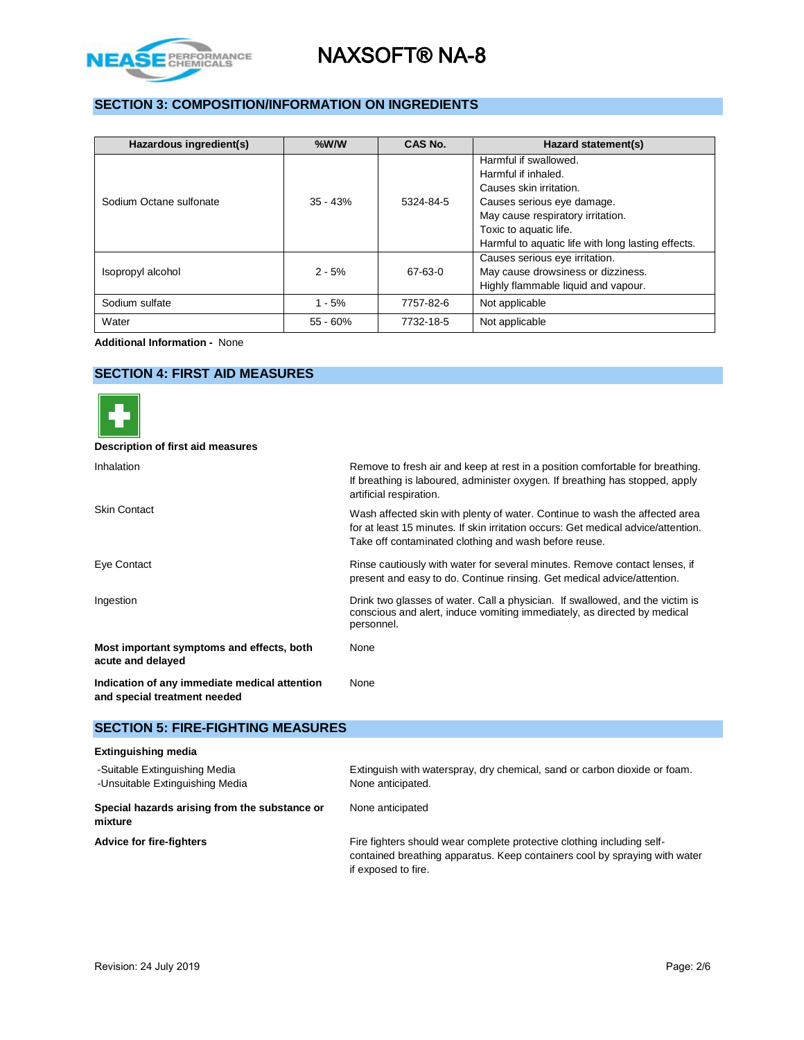## SECTION 3: COMPOSITION/INFORMATION ON INGREDIENTS

| Hazardous ingredient(s) | %W/W | CAS No. | Hazard statement(s) |
|---|---|---|---|
| Sodium Octane sulfonate | 35 - 43% | 5324-84-5 | Harmful if swallowed.<br>Harmful if inhaled.<br>Causes skin irritation.<br>Causes serious eye damage.<br>May cause respiratory irritation.<br>Toxic to aquatic life.<br>Harmful to aquatic life with long lasting effects. |
| Isopropyl alcohol | 2 - 5% | 67-63-0 | Causes serious eye irritation.<br>May cause drowsiness or dizziness.<br>Highly flammable liquid and vapour. |
| Sodium sulfate | 1 - 5% | 7757-82-6 | Not applicable |
| Water | 55 - 60% | 7732-18-5 | Not applicable |

**Additional Information -** None

## SECTION 4: FIRST AID MEASURES

**Description of first aid measures**

Inhalation
: Remove to fresh air and keep at rest in a position comfortable for breathing. If breathing is laboured, administer oxygen. If breathing has stopped, apply artificial respiration.

Skin Contact
: Wash affected skin with plenty of water. Continue to wash the affected area for at least 15 minutes. If skin irritation occurs: Get medical advice/attention. Take off contaminated clothing and wash before reuse.

Eye Contact
: Rinse cautiously with water for several minutes. Remove contact lenses, if present and easy to do. Continue rinsing. Get medical advice/attention.

Ingestion
: Drink two glasses of water. Call a physician. If swallowed, and the victim is conscious and alert, induce vomiting immediately, as directed by medical personnel.

**Most important symptoms and effects, both acute and delayed**
: None

**Indication of any immediate medical attention and special treatment needed**
: None

## SECTION 5: FIRE-FIGHTING MEASURES

**Extinguishing media**

-Suitable Extinguishing Media
: Extinguish with waterspray, dry chemical, sand or carbon dioxide or foam.

-Unsuitable Extinguishing Media
: None anticipated.

**Special hazards arising from the substance or mixture**
: None anticipated

**Advice for fire-fighters**
: Fire fighters should wear complete protective clothing including self-contained breathing apparatus. Keep containers cool by spraying with water if exposed to fire.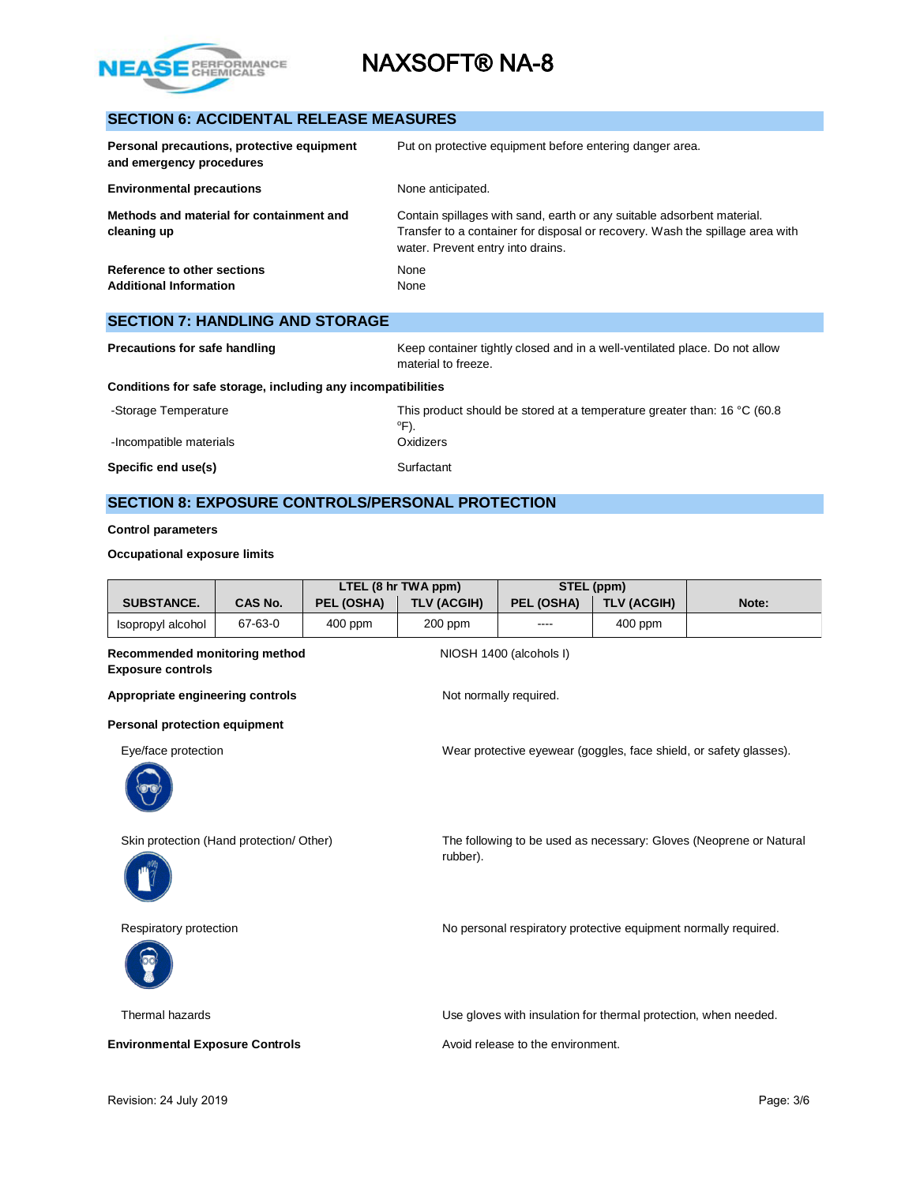## SECTION 6: ACCIDENTAL RELEASE MEASURES

**Personal precautions, protective equipment and emergency procedures**
Put on protective equipment before entering danger area.

**Environmental precautions**
None anticipated.

**Methods and material for containment and cleaning up**
Contain spillages with sand, earth or any suitable adsorbent material. Transfer to a container for disposal or recovery. Wash the spillage area with water. Prevent entry into drains.

**Reference to other sections**
None

**Additional Information**
None

## SECTION 7: HANDLING AND STORAGE

**Precautions for safe handling**
Keep container tightly closed and in a well-ventilated place. Do not allow material to freeze.

**Conditions for safe storage, including any incompatibilities**

-Storage Temperature: This product should be stored at a temperature greater than: 16 °C (60.8 °F).

-Incompatible materials: Oxidizers

**Specific end use(s)**
Surfactant

## SECTION 8: EXPOSURE CONTROLS/PERSONAL PROTECTION

**Control parameters**

**Occupational exposure limits**

| SUBSTANCE. | CAS No. | LTEL (8 hr TWA ppm) | | STEL (ppm) | | Note: |
|---|---|---|---|---|---|---|
| | | PEL (OSHA) | TLV (ACGIH) | PEL (OSHA) | TLV (ACGIH) | |
| Isopropyl alcohol | 67-63-0 | 400 ppm | 200 ppm | ---- | 400 ppm | |

**Recommended monitoring method**
NIOSH 1400 (alcohols I)

**Exposure controls**

**Appropriate engineering controls**
Not normally required.

**Personal protection equipment**

Eye/face protection: Wear protective eyewear (goggles, face shield, or safety glasses).

Skin protection (Hand protection/ Other): The following to be used as necessary: Gloves (Neoprene or Natural rubber).

Respiratory protection: No personal respiratory protective equipment normally required.

Thermal hazards: Use gloves with insulation for thermal protection, when needed.

**Environmental Exposure Controls**
Avoid release to the environment.

Revision: 24 July 2019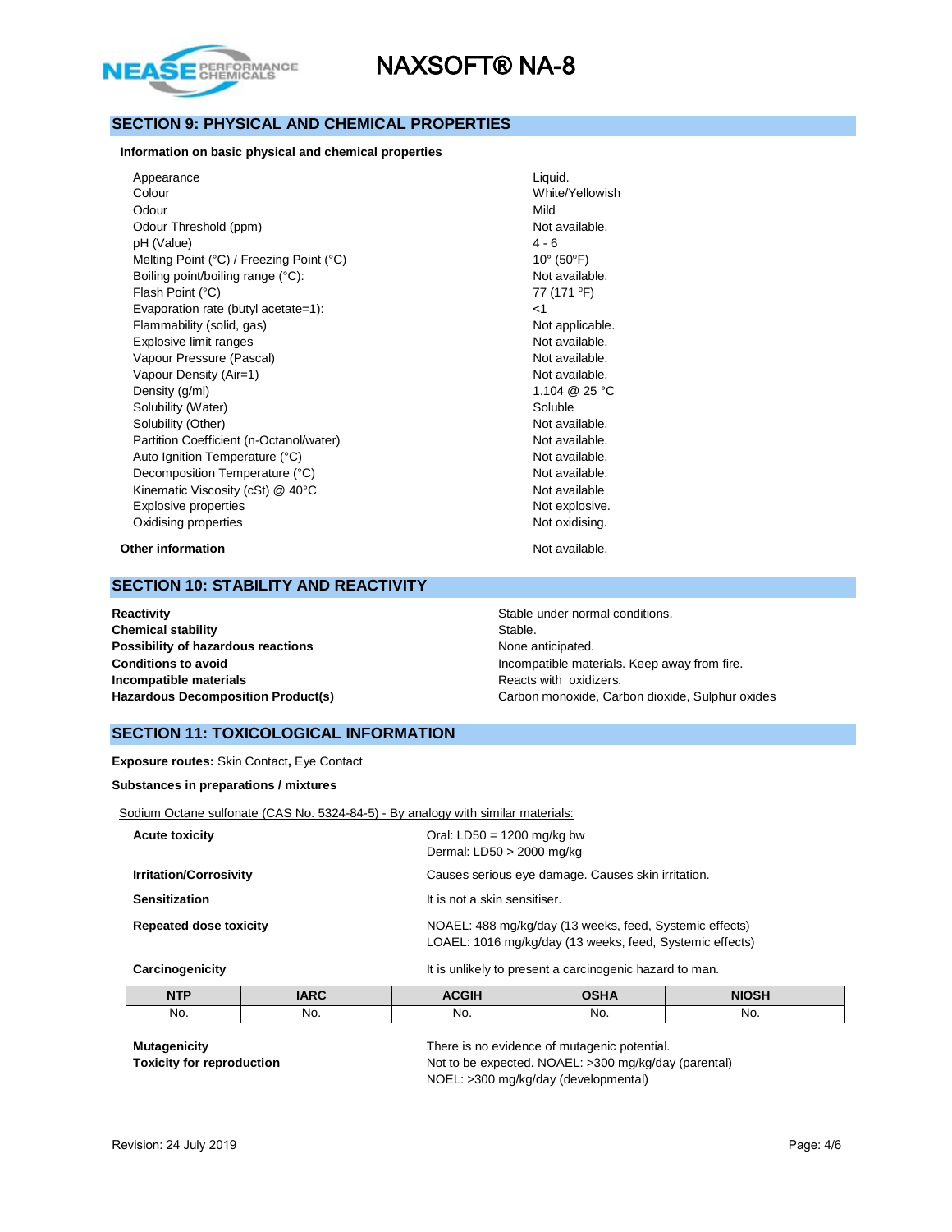## SECTION 9: PHYSICAL AND CHEMICAL PROPERTIES

**Information on basic physical and chemical properties**

| Property | Value |
|---|---|
| Appearance | Liquid. |
| Colour | White/Yellowish |
| Odour | Mild |
| Odour Threshold (ppm) | Not available. |
| pH (Value) | 4 - 6 |
| Melting Point (°C) / Freezing Point (°C) | 10° (50°F) |
| Boiling point/boiling range (°C): | Not available. |
| Flash Point (°C) | 77 (171 °F) |
| Evaporation rate (butyl acetate=1): | <1 |
| Flammability (solid, gas) | Not applicable. |
| Explosive limit ranges | Not available. |
| Vapour Pressure (Pascal) | Not available. |
| Vapour Density (Air=1) | Not available. |
| Density (g/ml) | 1.104 @ 25 °C |
| Solubility (Water) | Soluble |
| Solubility (Other) | Not available. |
| Partition Coefficient (n-Octanol/water) | Not available. |
| Auto Ignition Temperature (°C) | Not available. |
| Decomposition Temperature (°C) | Not available. |
| Kinematic Viscosity (cSt) @ 40°C | Not available |
| Explosive properties | Not explosive. |
| Oxidising properties | Not oxidising. |

**Other information** Not available.

## SECTION 10: STABILITY AND REACTIVITY

| | |
|---|---|
| **Reactivity** | Stable under normal conditions. |
| **Chemical stability** | Stable. |
| **Possibility of hazardous reactions** | None anticipated. |
| **Conditions to avoid** | Incompatible materials. Keep away from fire. |
| **Incompatible materials** | Reacts with oxidizers. |
| **Hazardous Decomposition Product(s)** | Carbon monoxide, Carbon dioxide, Sulphur oxides |

## SECTION 11: TOXICOLOGICAL INFORMATION

**Exposure routes:** Skin Contact**,** Eye Contact

**Substances in preparations / mixtures**

Sodium Octane sulfonate (CAS No. 5324-84-5) - By analogy with similar materials:

| | |
|---|---|
| **Acute toxicity** | Oral: LD50 = 1200 mg/kg bw<br>Dermal: LD50 > 2000 mg/kg |
| **Irritation/Corrosivity** | Causes serious eye damage. Causes skin irritation. |
| **Sensitization** | It is not a skin sensitiser. |
| **Repeated dose toxicity** | NOAEL: 488 mg/kg/day (13 weeks, feed, Systemic effects)<br>LOAEL: 1016 mg/kg/day (13 weeks, feed, Systemic effects) |
| **Carcinogenicity** | It is unlikely to present a carcinogenic hazard to man. |

| NTP | IARC | ACGIH | OSHA | NIOSH |
|---|---|---|---|---|
| No. | No. | No. | No. | No. |

| | |
|---|---|
| **Mutagenicity** | There is no evidence of mutagenic potential. |
| **Toxicity for reproduction** | Not to be expected. NOAEL: >300 mg/kg/day (parental)<br>NOEL: >300 mg/kg/day (developmental) |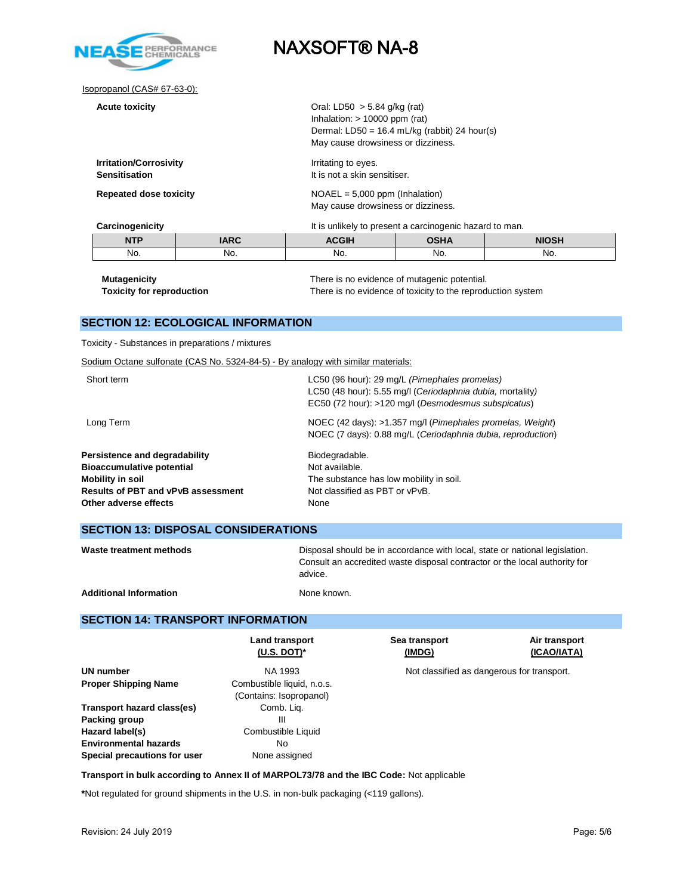Isopropanol (CAS# 67-63-0):

**Acute toxicity**

Oral: LD50 > 5.84 g/kg (rat)
Inhalation: > 10000 ppm (rat)
Dermal: LD50 = 16.4 mL/kg (rabbit) 24 hour(s)
May cause drowsiness or dizziness.

**Irritation/Corrosivity** — Irritating to eyes.

**Sensitisation** — It is not a skin sensitiser.

**Repeated dose toxicity**

NOAEL = 5,000 ppm (Inhalation)
May cause drowsiness or dizziness.

**Carcinogenicity** — It is unlikely to present a carcinogenic hazard to man.

| NTP | IARC | ACGIH | OSHA | NIOSH |
|---|---|---|---|---|
| No. | No. | No. | No. | No. |

**Mutagenicity** — There is no evidence of mutagenic potential.

**Toxicity for reproduction** — There is no evidence of toxicity to the reproduction system

## SECTION 12: ECOLOGICAL INFORMATION

Toxicity - Substances in preparations / mixtures

Sodium Octane sulfonate (CAS No. 5324-84-5) - By analogy with similar materials:

Short term

LC50 (96 hour): 29 mg/L (*Pimephales promelas)*
LC50 (48 hour): 5.55 mg/l (*Ceriodaphnia dubia,* mortality*)*
EC50 (72 hour): >120 mg/l (*Desmodesmus subspicatus*)

Long Term

NOEC (42 days): >1.357 mg/l (*Pimephales promelas, Weight*)
NOEC (7 days): 0.88 mg/L (*Ceriodaphnia dubia, reproduction*)

**Persistence and degradability** — Biodegradable.

**Bioaccumulative potential** — Not available.

**Mobility in soil** — The substance has low mobility in soil.

**Results of PBT and vPvB assessment** — Not classified as PBT or vPvB.

**Other adverse effects** — None

## SECTION 13: DISPOSAL CONSIDERATIONS

**Waste treatment methods** — Disposal should be in accordance with local, state or national legislation. Consult an accredited waste disposal contractor or the local authority for advice.

**Additional Information** — None known.

## SECTION 14: TRANSPORT INFORMATION

| | Land transport **(U.S. DOT)\*** | Sea transport **(IMDG)** | Air transport **(ICAO/IATA)** |
|---|---|---|---|
| **UN number** | NA 1993 | Not classified as dangerous for transport. | |
| **Proper Shipping Name** | Combustible liquid, n.o.s. (Contains: Isopropanol) | | |
| **Transport hazard class(es)** | Comb. Liq. | | |
| **Packing group** | III | | |
| **Hazard label(s)** | Combustible Liquid | | |
| **Environmental hazards** | No | | |
| **Special precautions for user** | None assigned | | |

**Transport in bulk according to Annex II of MARPOL73/78 and the IBC Code:** Not applicable

**\***Not regulated for ground shipments in the U.S. in non-bulk packaging (<119 gallons).

Revision: 24 July 2019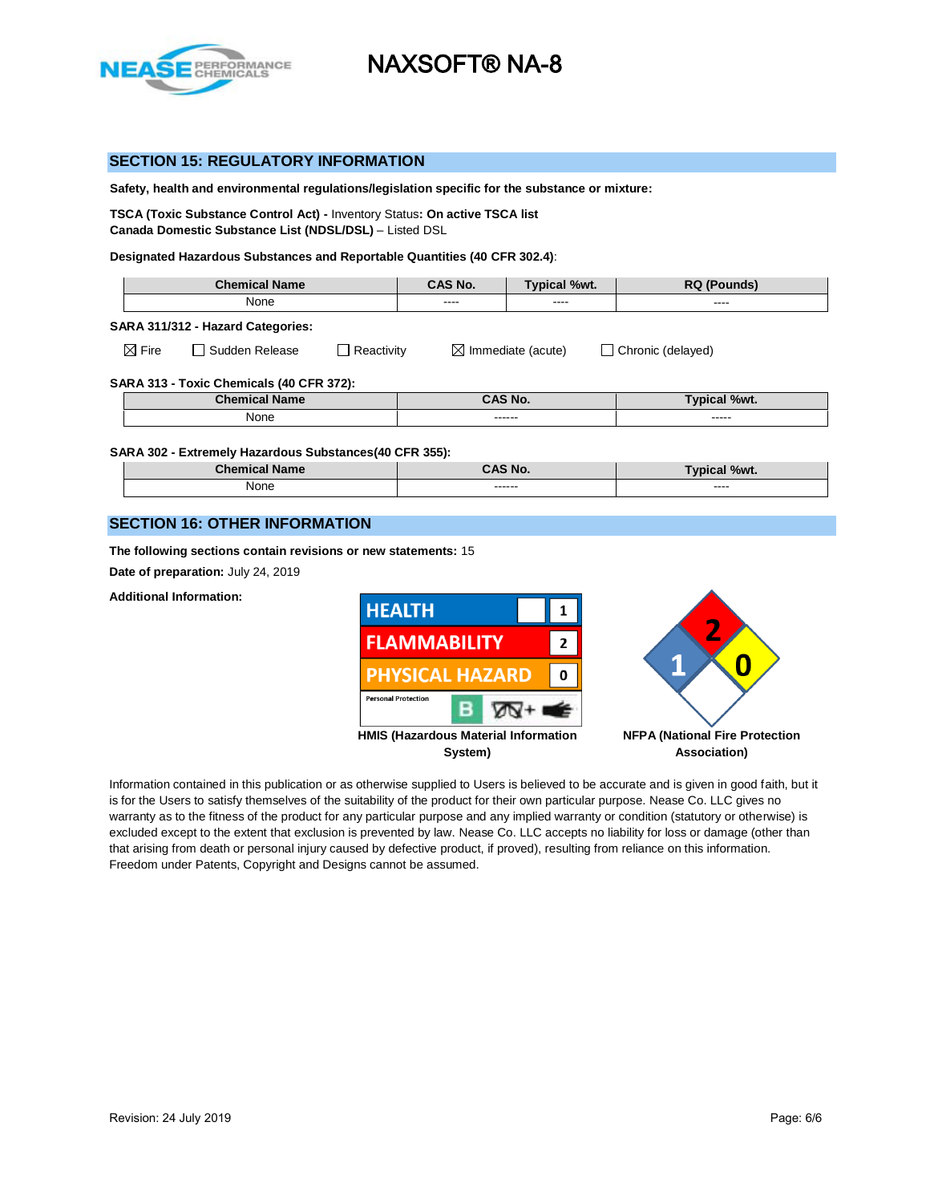## SECTION 15: REGULATORY INFORMATION

**Safety, health and environmental regulations/legislation specific for the substance or mixture:**

**TSCA (Toxic Substance Control Act) -** Inventory Status**: On active TSCA list**
**Canada Domestic Substance List (NDSL/DSL)** – Listed DSL

**Designated Hazardous Substances and Reportable Quantities (40 CFR 302.4)**:

| Chemical Name | CAS No. | Typical %wt. | RQ (Pounds) |
|---|---|---|---|
| None | ---- | ---- | ---- |

**SARA 311/312 - Hazard Categories:**

☒ Fire ☐ Sudden Release ☐ Reactivity ☒ Immediate (acute) ☐ Chronic (delayed)

**SARA 313 - Toxic Chemicals (40 CFR 372):**

| Chemical Name | CAS No. | Typical %wt. |
|---|---|---|
| None | ------ | ----- |

**SARA 302 - Extremely Hazardous Substances(40 CFR 355):**

| Chemical Name | CAS No. | Typical %wt. |
|---|---|---|
| None | ------ | ---- |

## SECTION 16: OTHER INFORMATION

**The following sections contain revisions or new statements:** 15

**Date of preparation:** July 24, 2019

**Additional Information:**

HEALTH 1
FLAMMABILITY 2
PHYSICAL HAZARD 0
Personal Protection B

**HMIS (Hazardous Material Information System)**

2
1
0

**NFPA (National Fire Protection Association)**

Information contained in this publication or as otherwise supplied to Users is believed to be accurate and is given in good faith, but it is for the Users to satisfy themselves of the suitability of the product for their own particular purpose. Nease Co. LLC gives no warranty as to the fitness of the product for any particular purpose and any implied warranty or condition (statutory or otherwise) is excluded except to the extent that exclusion is prevented by law. Nease Co. LLC accepts no liability for loss or damage (other than that arising from death or personal injury caused by defective product, if proved), resulting from reliance on this information. Freedom under Patents, Copyright and Designs cannot be assumed.